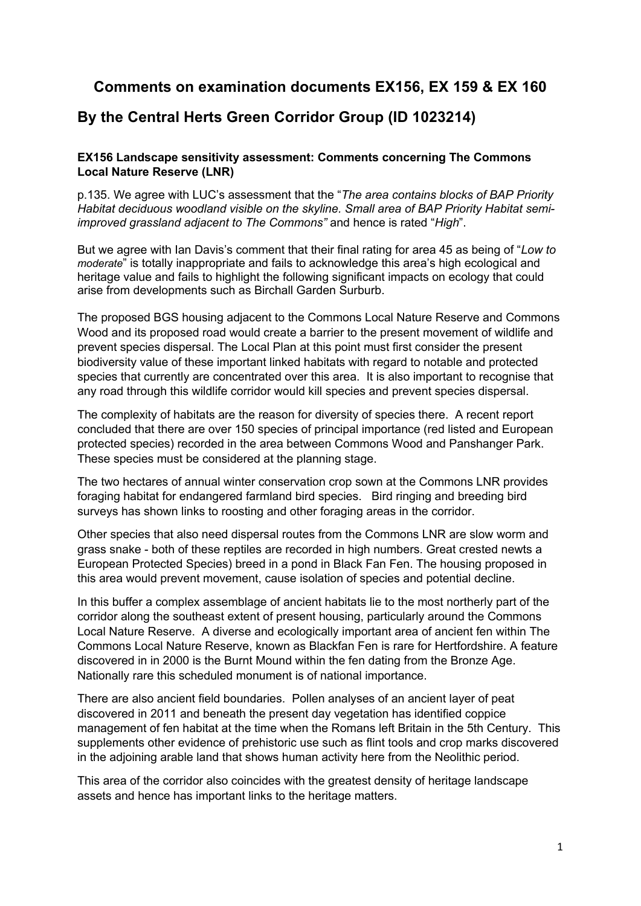## Comments on examination documents EX156, EX 159 & EX 160

## By the Central Herts Green Corridor Group (ID 1023214)

**EX156 Landscape sensitivity assessment: Comments concerning The Commons Local Nature Reserve (LNR)**

p.135. We agree with LUC's assessment that the "*The area contains blocks of BAP Priority Habitat deciduous woodland visible on the skyline. Small area of BAP Priority Habitat semi-improved grassland adjacent to The Commons"* and hence is rated "*High*".

But we agree with Ian Davis's comment that their final rating for area 45 as being of "*Low to moderate*" is totally inappropriate and fails to acknowledge this area's high ecological and heritage value and fails to highlight the following significant impacts on ecology that could arise from developments such as Birchall Garden Surburb.

The proposed BGS housing adjacent to the Commons Local Nature Reserve and Commons Wood and its proposed road would create a barrier to the present movement of wildlife and prevent species dispersal. The Local Plan at this point must first consider the present biodiversity value of these important linked habitats with regard to notable and protected species that currently are concentrated over this area. It is also important to recognise that any road through this wildlife corridor would kill species and prevent species dispersal.

The complexity of habitats are the reason for diversity of species there. A recent report concluded that there are over 150 species of principal importance (red listed and European protected species) recorded in the area between Commons Wood and Panshanger Park. These species must be considered at the planning stage.

The two hectares of annual winter conservation crop sown at the Commons LNR provides foraging habitat for endangered farmland bird species. Bird ringing and breeding bird surveys has shown links to roosting and other foraging areas in the corridor.

Other species that also need dispersal routes from the Commons LNR are slow worm and grass snake - both of these reptiles are recorded in high numbers. Great crested newts a European Protected Species) breed in a pond in Black Fan Fen. The housing proposed in this area would prevent movement, cause isolation of species and potential decline.

In this buffer a complex assemblage of ancient habitats lie to the most northerly part of the corridor along the southeast extent of present housing, particularly around the Commons Local Nature Reserve. A diverse and ecologically important area of ancient fen within The Commons Local Nature Reserve, known as Blackfan Fen is rare for Hertfordshire. A feature discovered in in 2000 is the Burnt Mound within the fen dating from the Bronze Age. Nationally rare this scheduled monument is of national importance.

There are also ancient field boundaries. Pollen analyses of an ancient layer of peat discovered in 2011 and beneath the present day vegetation has identified coppice management of fen habitat at the time when the Romans left Britain in the 5th Century. This supplements other evidence of prehistoric use such as flint tools and crop marks discovered in the adjoining arable land that shows human activity here from the Neolithic period.

This area of the corridor also coincides with the greatest density of heritage landscape assets and hence has important links to the heritage matters.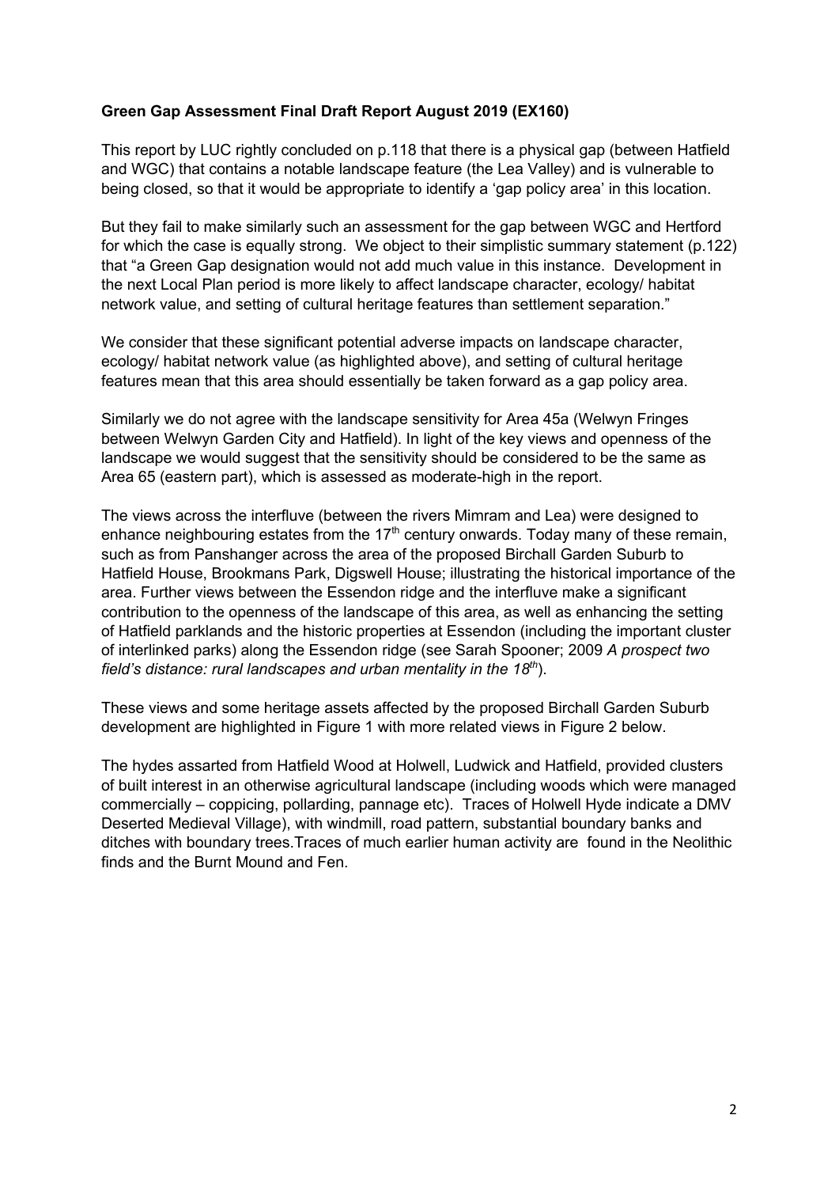**Green Gap Assessment Final Draft Report August 2019 (EX160)**

This report by LUC rightly concluded on p.118 that there is a physical gap (between Hatfield and WGC) that contains a notable landscape feature (the Lea Valley) and is vulnerable to being closed, so that it would be appropriate to identify a 'gap policy area' in this location.

But they fail to make similarly such an assessment for the gap between WGC and Hertford for which the case is equally strong. We object to their simplistic summary statement (p.122) that "a Green Gap designation would not add much value in this instance. Development in the next Local Plan period is more likely to affect landscape character, ecology/ habitat network value, and setting of cultural heritage features than settlement separation."

We consider that these significant potential adverse impacts on landscape character, ecology/ habitat network value (as highlighted above), and setting of cultural heritage features mean that this area should essentially be taken forward as a gap policy area.

Similarly we do not agree with the landscape sensitivity for Area 45a (Welwyn Fringes between Welwyn Garden City and Hatfield). In light of the key views and openness of the landscape we would suggest that the sensitivity should be considered to be the same as Area 65 (eastern part), which is assessed as moderate-high in the report.

The views across the interfluve (between the rivers Mimram and Lea) were designed to enhance neighbouring estates from the 17th century onwards. Today many of these remain, such as from Panshanger across the area of the proposed Birchall Garden Suburb to Hatfield House, Brookmans Park, Digswell House; illustrating the historical importance of the area. Further views between the Essendon ridge and the interfluve make a significant contribution to the openness of the landscape of this area, as well as enhancing the setting of Hatfield parklands and the historic properties at Essendon (including the important cluster of interlinked parks) along the Essendon ridge (see Sarah Spooner; 2009 *A prospect two field's distance: rural landscapes and urban mentality in the 18th*).

These views and some heritage assets affected by the proposed Birchall Garden Suburb development are highlighted in Figure 1 with more related views in Figure 2 below.

The hydes assarted from Hatfield Wood at Holwell, Ludwick and Hatfield, provided clusters of built interest in an otherwise agricultural landscape (including woods which were managed commercially – coppicing, pollarding, pannage etc). Traces of Holwell Hyde indicate a DMV Deserted Medieval Village), with windmill, road pattern, substantial boundary banks and ditches with boundary trees.Traces of much earlier human activity are found in the Neolithic finds and the Burnt Mound and Fen.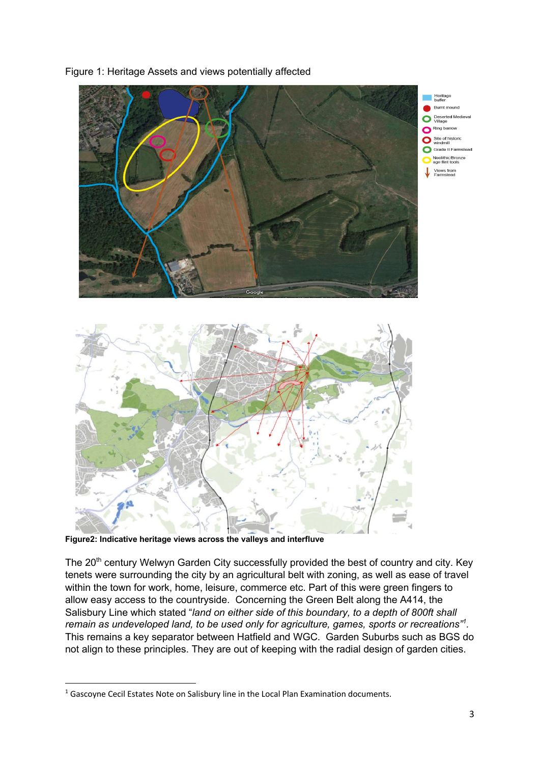Figure 1: Heritage Assets and views potentially affected

**Figure2: Indicative heritage views across the valleys and interfluve**

The 20th century Welwyn Garden City successfully provided the best of country and city. Key tenets were surrounding the city by an agricultural belt with zoning, as well as ease of travel within the town for work, home, leisure, commerce etc. Part of this were green fingers to allow easy access to the countryside. Concerning the Green Belt along the A414, the Salisbury Line which stated "*land on either side of this boundary, to a depth of 800ft shall remain as undeveloped land, to be used only for agriculture, games, sports or recreations*"[1]. This remains a key separator between Hatfield and WGC. Garden Suburbs such as BGS do not align to these principles. They are out of keeping with the radial design of garden cities.

[1] Gascoyne Cecil Estates Note on Salisbury line in the Local Plan Examination documents.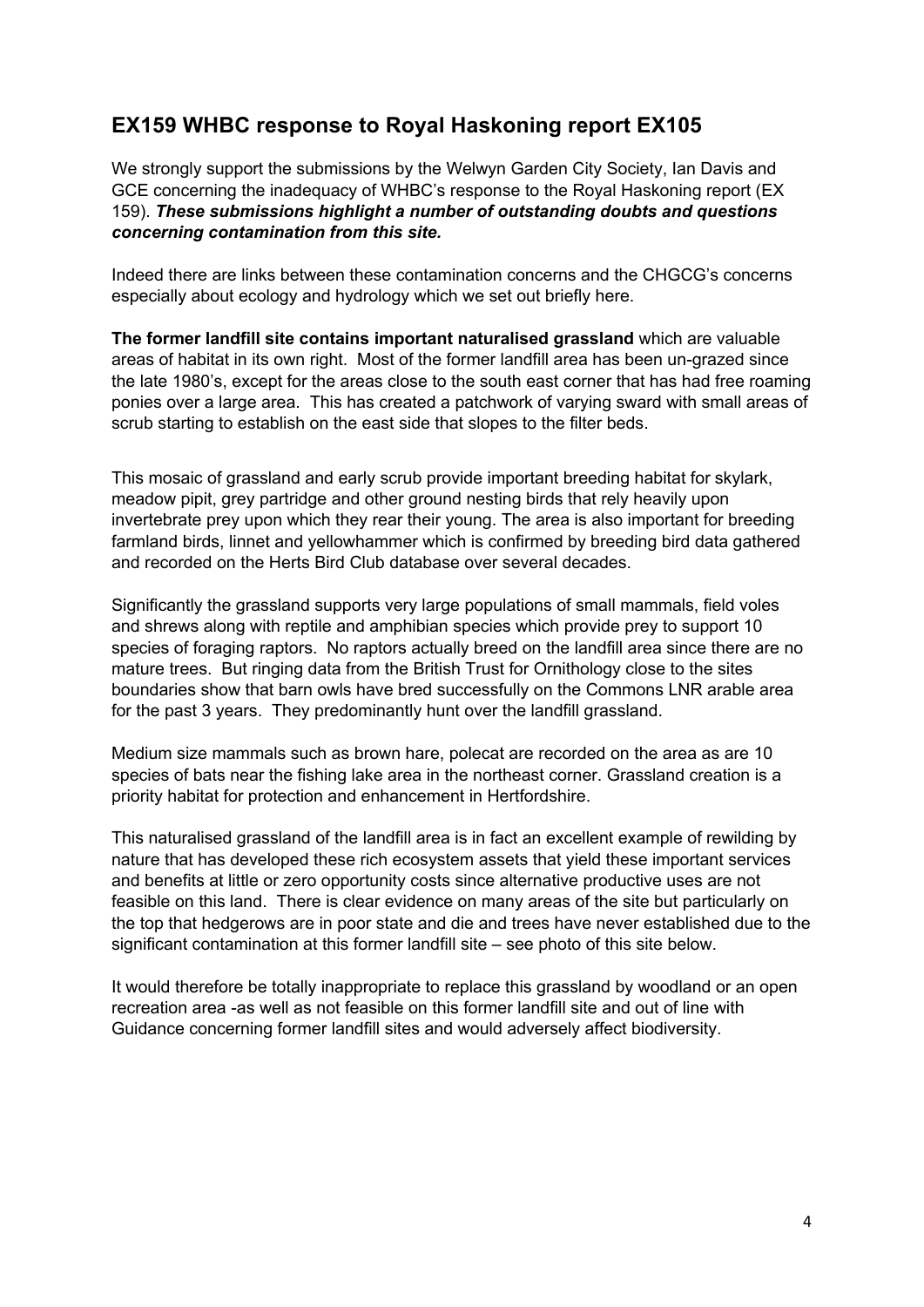## EX159 WHBC response to Royal Haskoning report EX105

We strongly support the submissions by the Welwyn Garden City Society, Ian Davis and GCE concerning the inadequacy of WHBC's response to the Royal Haskoning report (EX 159). ***These submissions highlight a number of outstanding doubts and questions concerning contamination from this site.***

Indeed there are links between these contamination concerns and the CHGCG's concerns especially about ecology and hydrology which we set out briefly here.

**The former landfill site contains important naturalised grassland** which are valuable areas of habitat in its own right. Most of the former landfill area has been un-grazed since the late 1980's, except for the areas close to the south east corner that has had free roaming ponies over a large area. This has created a patchwork of varying sward with small areas of scrub starting to establish on the east side that slopes to the filter beds.

This mosaic of grassland and early scrub provide important breeding habitat for skylark, meadow pipit, grey partridge and other ground nesting birds that rely heavily upon invertebrate prey upon which they rear their young. The area is also important for breeding farmland birds, linnet and yellowhammer which is confirmed by breeding bird data gathered and recorded on the Herts Bird Club database over several decades.

Significantly the grassland supports very large populations of small mammals, field voles and shrews along with reptile and amphibian species which provide prey to support 10 species of foraging raptors. No raptors actually breed on the landfill area since there are no mature trees. But ringing data from the British Trust for Ornithology close to the sites boundaries show that barn owls have bred successfully on the Commons LNR arable area for the past 3 years. They predominantly hunt over the landfill grassland.

Medium size mammals such as brown hare, polecat are recorded on the area as are 10 species of bats near the fishing lake area in the northeast corner. Grassland creation is a priority habitat for protection and enhancement in Hertfordshire.

This naturalised grassland of the landfill area is in fact an excellent example of rewilding by nature that has developed these rich ecosystem assets that yield these important services and benefits at little or zero opportunity costs since alternative productive uses are not feasible on this land. There is clear evidence on many areas of the site but particularly on the top that hedgerows are in poor state and die and trees have never established due to the significant contamination at this former landfill site – see photo of this site below.

It would therefore be totally inappropriate to replace this grassland by woodland or an open recreation area -as well as not feasible on this former landfill site and out of line with Guidance concerning former landfill sites and would adversely affect biodiversity.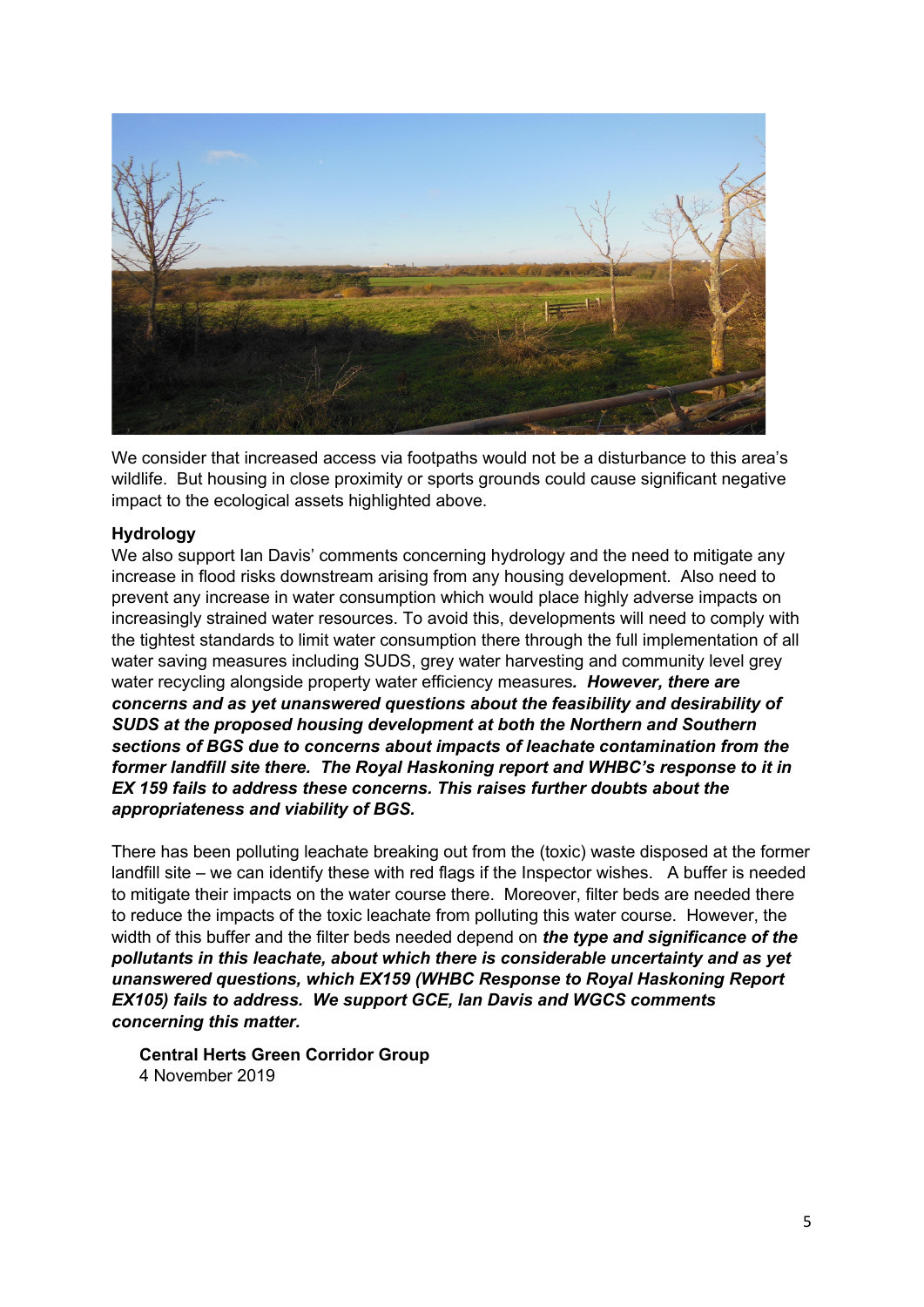We consider that increased access via footpaths would not be a disturbance to this area's wildlife. But housing in close proximity or sports grounds could cause significant negative impact to the ecological assets highlighted above.

**Hydrology**

We also support Ian Davis' comments concerning hydrology and the need to mitigate any increase in flood risks downstream arising from any housing development. Also need to prevent any increase in water consumption which would place highly adverse impacts on increasingly strained water resources. To avoid this, developments will need to comply with the tightest standards to limit water consumption there through the full implementation of all water saving measures including SUDS, grey water harvesting and community level grey water recycling alongside property water efficiency measures***. However, there are concerns and as yet unanswered questions about the feasibility and desirability of SUDS at the proposed housing development at both the Northern and Southern sections of BGS due to concerns about impacts of leachate contamination from the former landfill site there. The Royal Haskoning report and WHBC's response to it in EX 159 fails to address these concerns. This raises further doubts about the appropriateness and viability of BGS.***

There has been polluting leachate breaking out from the (toxic) waste disposed at the former landfill site – we can identify these with red flags if the Inspector wishes. A buffer is needed to mitigate their impacts on the water course there. Moreover, filter beds are needed there to reduce the impacts of the toxic leachate from polluting this water course. However, the width of this buffer and the filter beds needed depend on ***the type and significance of the pollutants in this leachate, about which there is considerable uncertainty and as yet unanswered questions, which EX159 (WHBC Response to Royal Haskoning Report EX105) fails to address. We support GCE, Ian Davis and WGCS comments concerning this matter.***

**Central Herts Green Corridor Group**
4 November 2019